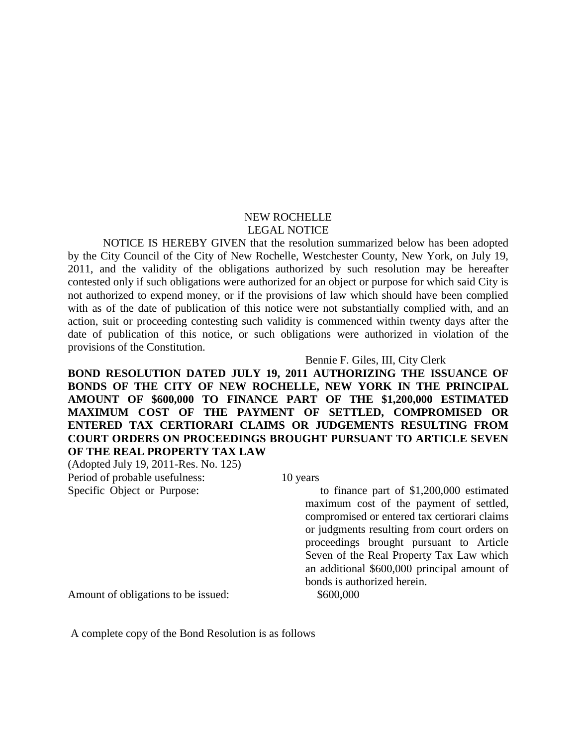NEW ROCHELLE
LEGAL NOTICE

NOTICE IS HEREBY GIVEN that the resolution summarized below has been adopted by the City Council of the City of New Rochelle, Westchester County, New York, on July 19, 2011, and the validity of the obligations authorized by such resolution may be hereafter contested only if such obligations were authorized for an object or purpose for which said City is not authorized to expend money, or if the provisions of law which should have been complied with as of the date of publication of this notice were not substantially complied with, and an action, suit or proceeding contesting such validity is commenced within twenty days after the date of publication of this notice, or such obligations were authorized in violation of the provisions of the Constitution.

Bennie F. Giles, III, City Clerk

**BOND RESOLUTION DATED JULY 19, 2011 AUTHORIZING THE ISSUANCE OF BONDS OF THE CITY OF NEW ROCHELLE, NEW YORK IN THE PRINCIPAL AMOUNT OF $600,000 TO FINANCE PART OF THE $1,200,000 ESTIMATED MAXIMUM COST OF THE PAYMENT OF SETTLED, COMPROMISED OR ENTERED TAX CERTIORARI CLAIMS OR JUDGEMENTS RESULTING FROM COURT ORDERS ON PROCEEDINGS BROUGHT PURSUANT TO ARTICLE SEVEN OF THE REAL PROPERTY TAX LAW**

(Adopted July 19, 2011-Res. No. 125)

Period of probable usefulness: 10 years

Specific Object or Purpose: to finance part of $1,200,000 estimated maximum cost of the payment of settled, compromised or entered tax certiorari claims or judgments resulting from court orders on proceedings brought pursuant to Article Seven of the Real Property Tax Law which an additional $600,000 principal amount of bonds is authorized herein.

Amount of obligations to be issued: $600,000

A complete copy of the Bond Resolution is as follows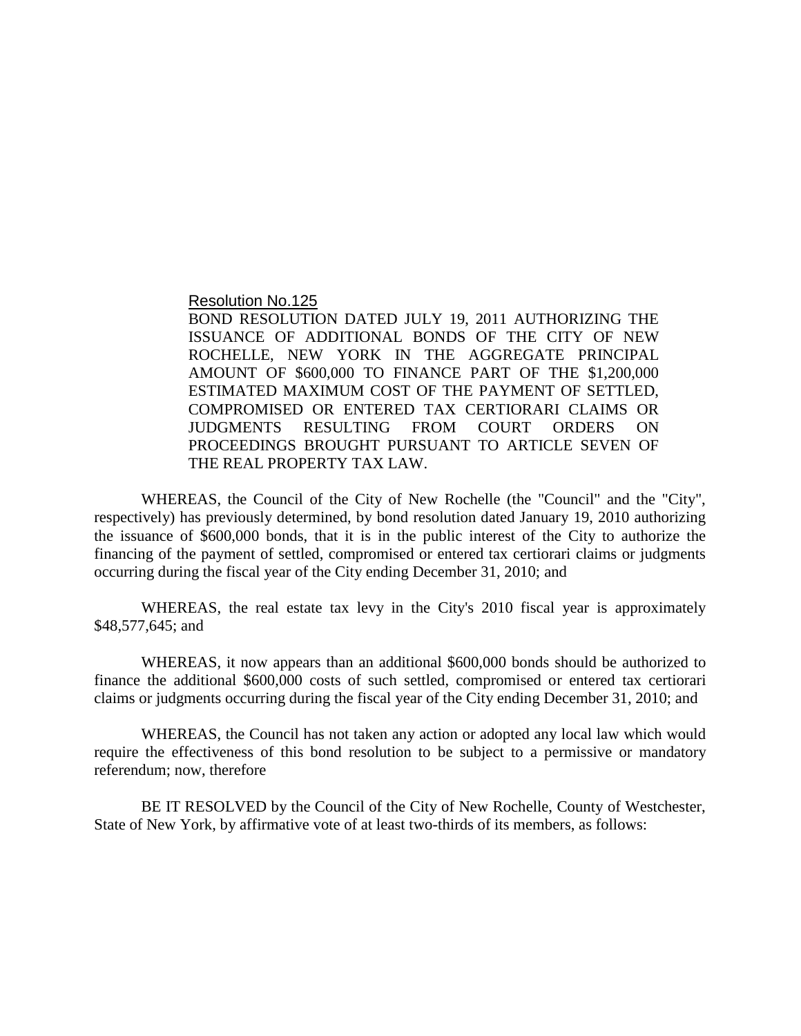Resolution No.125

BOND RESOLUTION DATED JULY 19, 2011 AUTHORIZING THE ISSUANCE OF ADDITIONAL BONDS OF THE CITY OF NEW ROCHELLE, NEW YORK IN THE AGGREGATE PRINCIPAL AMOUNT OF $600,000 TO FINANCE PART OF THE $1,200,000 ESTIMATED MAXIMUM COST OF THE PAYMENT OF SETTLED, COMPROMISED OR ENTERED TAX CERTIORARI CLAIMS OR JUDGMENTS RESULTING FROM COURT ORDERS ON PROCEEDINGS BROUGHT PURSUANT TO ARTICLE SEVEN OF THE REAL PROPERTY TAX LAW.

WHEREAS, the Council of the City of New Rochelle (the "Council" and the "City", respectively) has previously determined, by bond resolution dated January 19, 2010 authorizing the issuance of $600,000 bonds, that it is in the public interest of the City to authorize the financing of the payment of settled, compromised or entered tax certiorari claims or judgments occurring during the fiscal year of the City ending December 31, 2010; and

WHEREAS, the real estate tax levy in the City's 2010 fiscal year is approximately $48,577,645; and

WHEREAS, it now appears than an additional $600,000 bonds should be authorized to finance the additional $600,000 costs of such settled, compromised or entered tax certiorari claims or judgments occurring during the fiscal year of the City ending December 31, 2010; and

WHEREAS, the Council has not taken any action or adopted any local law which would require the effectiveness of this bond resolution to be subject to a permissive or mandatory referendum; now, therefore

BE IT RESOLVED by the Council of the City of New Rochelle, County of Westchester, State of New York, by affirmative vote of at least two-thirds of its members, as follows: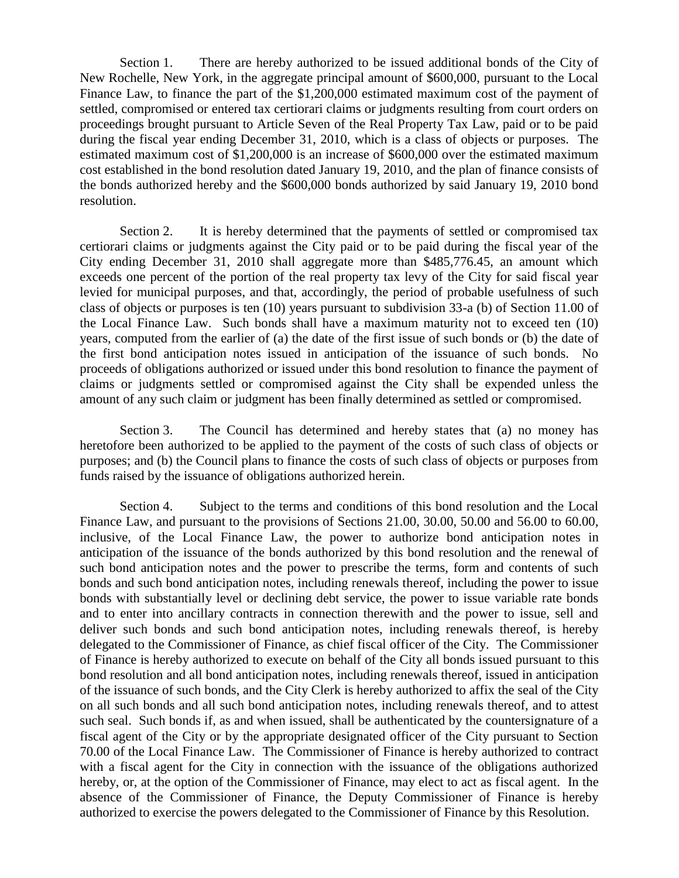Section 1. There are hereby authorized to be issued additional bonds of the City of New Rochelle, New York, in the aggregate principal amount of $600,000, pursuant to the Local Finance Law, to finance the part of the $1,200,000 estimated maximum cost of the payment of settled, compromised or entered tax certiorari claims or judgments resulting from court orders on proceedings brought pursuant to Article Seven of the Real Property Tax Law, paid or to be paid during the fiscal year ending December 31, 2010, which is a class of objects or purposes. The estimated maximum cost of $1,200,000 is an increase of $600,000 over the estimated maximum cost established in the bond resolution dated January 19, 2010, and the plan of finance consists of the bonds authorized hereby and the $600,000 bonds authorized by said January 19, 2010 bond resolution.

Section 2. It is hereby determined that the payments of settled or compromised tax certiorari claims or judgments against the City paid or to be paid during the fiscal year of the City ending December 31, 2010 shall aggregate more than $485,776.45, an amount which exceeds one percent of the portion of the real property tax levy of the City for said fiscal year levied for municipal purposes, and that, accordingly, the period of probable usefulness of such class of objects or purposes is ten (10) years pursuant to subdivision 33-a (b) of Section 11.00 of the Local Finance Law. Such bonds shall have a maximum maturity not to exceed ten (10) years, computed from the earlier of (a) the date of the first issue of such bonds or (b) the date of the first bond anticipation notes issued in anticipation of the issuance of such bonds. No proceeds of obligations authorized or issued under this bond resolution to finance the payment of claims or judgments settled or compromised against the City shall be expended unless the amount of any such claim or judgment has been finally determined as settled or compromised.

Section 3. The Council has determined and hereby states that (a) no money has heretofore been authorized to be applied to the payment of the costs of such class of objects or purposes; and (b) the Council plans to finance the costs of such class of objects or purposes from funds raised by the issuance of obligations authorized herein.

Section 4. Subject to the terms and conditions of this bond resolution and the Local Finance Law, and pursuant to the provisions of Sections 21.00, 30.00, 50.00 and 56.00 to 60.00, inclusive, of the Local Finance Law, the power to authorize bond anticipation notes in anticipation of the issuance of the bonds authorized by this bond resolution and the renewal of such bond anticipation notes and the power to prescribe the terms, form and contents of such bonds and such bond anticipation notes, including renewals thereof, including the power to issue bonds with substantially level or declining debt service, the power to issue variable rate bonds and to enter into ancillary contracts in connection therewith and the power to issue, sell and deliver such bonds and such bond anticipation notes, including renewals thereof, is hereby delegated to the Commissioner of Finance, as chief fiscal officer of the City. The Commissioner of Finance is hereby authorized to execute on behalf of the City all bonds issued pursuant to this bond resolution and all bond anticipation notes, including renewals thereof, issued in anticipation of the issuance of such bonds, and the City Clerk is hereby authorized to affix the seal of the City on all such bonds and all such bond anticipation notes, including renewals thereof, and to attest such seal. Such bonds if, as and when issued, shall be authenticated by the countersignature of a fiscal agent of the City or by the appropriate designated officer of the City pursuant to Section 70.00 of the Local Finance Law. The Commissioner of Finance is hereby authorized to contract with a fiscal agent for the City in connection with the issuance of the obligations authorized hereby, or, at the option of the Commissioner of Finance, may elect to act as fiscal agent. In the absence of the Commissioner of Finance, the Deputy Commissioner of Finance is hereby authorized to exercise the powers delegated to the Commissioner of Finance by this Resolution.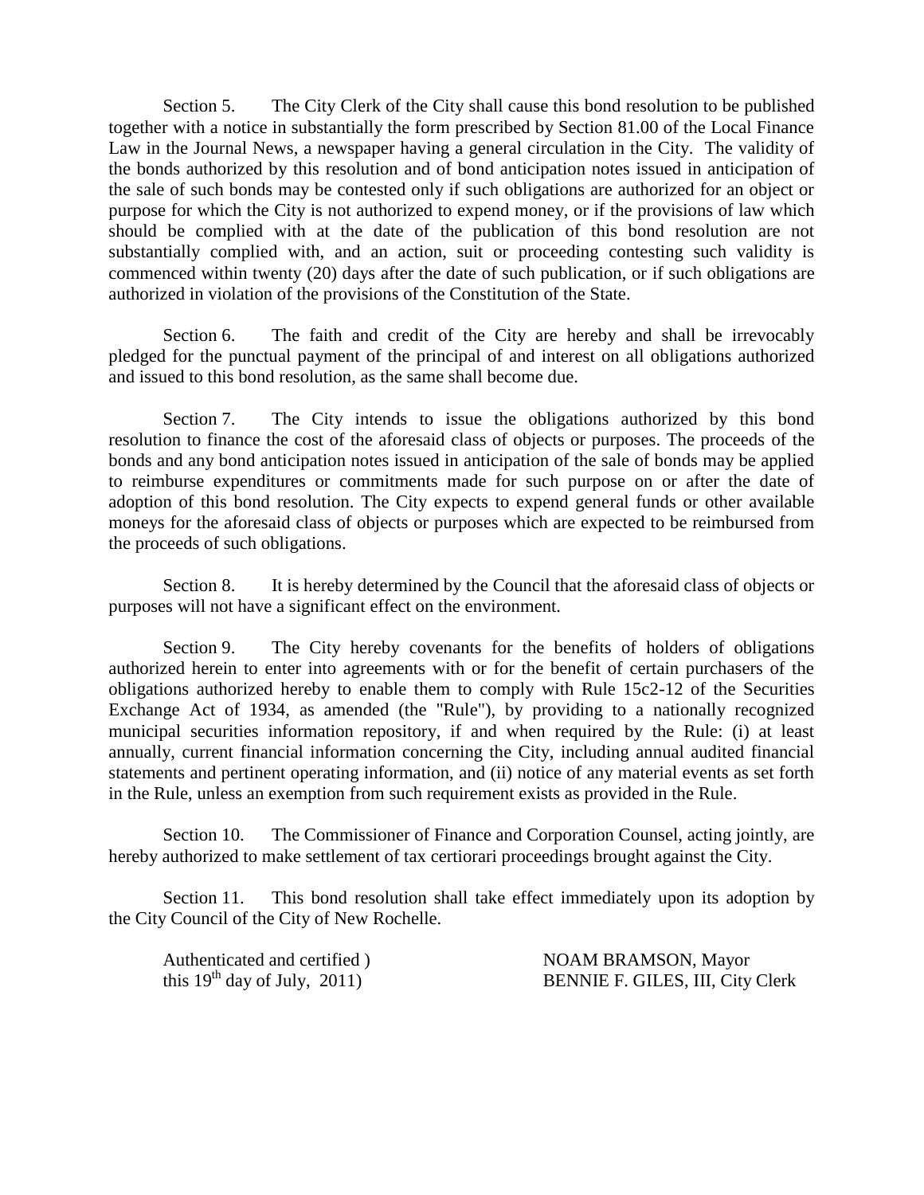Section 5. The City Clerk of the City shall cause this bond resolution to be published together with a notice in substantially the form prescribed by Section 81.00 of the Local Finance Law in the Journal News, a newspaper having a general circulation in the City. The validity of the bonds authorized by this resolution and of bond anticipation notes issued in anticipation of the sale of such bonds may be contested only if such obligations are authorized for an object or purpose for which the City is not authorized to expend money, or if the provisions of law which should be complied with at the date of the publication of this bond resolution are not substantially complied with, and an action, suit or proceeding contesting such validity is commenced within twenty (20) days after the date of such publication, or if such obligations are authorized in violation of the provisions of the Constitution of the State.

Section 6. The faith and credit of the City are hereby and shall be irrevocably pledged for the punctual payment of the principal of and interest on all obligations authorized and issued to this bond resolution, as the same shall become due.

Section 7. The City intends to issue the obligations authorized by this bond resolution to finance the cost of the aforesaid class of objects or purposes. The proceeds of the bonds and any bond anticipation notes issued in anticipation of the sale of bonds may be applied to reimburse expenditures or commitments made for such purpose on or after the date of adoption of this bond resolution. The City expects to expend general funds or other available moneys for the aforesaid class of objects or purposes which are expected to be reimbursed from the proceeds of such obligations.

Section 8. It is hereby determined by the Council that the aforesaid class of objects or purposes will not have a significant effect on the environment.

Section 9. The City hereby covenants for the benefits of holders of obligations authorized herein to enter into agreements with or for the benefit of certain purchasers of the obligations authorized hereby to enable them to comply with Rule 15c2-12 of the Securities Exchange Act of 1934, as amended (the "Rule"), by providing to a nationally recognized municipal securities information repository, if and when required by the Rule: (i) at least annually, current financial information concerning the City, including annual audited financial statements and pertinent operating information, and (ii) notice of any material events as set forth in the Rule, unless an exemption from such requirement exists as provided in the Rule.

Section 10. The Commissioner of Finance and Corporation Counsel, acting jointly, are hereby authorized to make settlement of tax certiorari proceedings brought against the City.

Section 11. This bond resolution shall take effect immediately upon its adoption by the City Council of the City of New Rochelle.

Authenticated and certified )
this 19th day of July, 2011)

NOAM BRAMSON, Mayor
BENNIE F. GILES, III, City Clerk